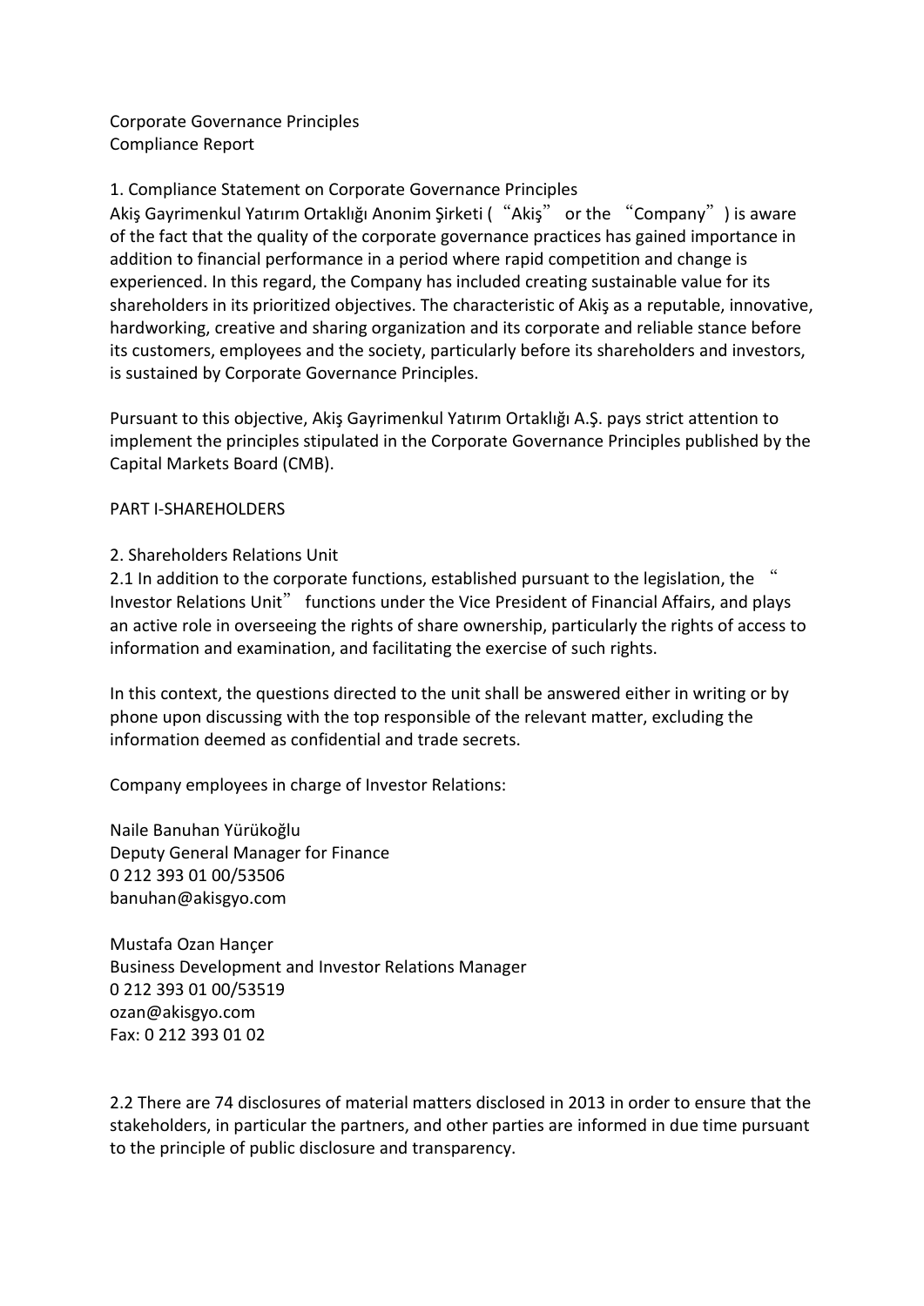# Corporate Governance Principles
# Compliance Report

## 1. Compliance Statement on Corporate Governance Principles

Akiş Gayrimenkul Yatırım Ortaklığı Anonim Şirketi ("Akiş" or the "Company") is aware of the fact that the quality of the corporate governance practices has gained importance in addition to financial performance in a period where rapid competition and change is experienced. In this regard, the Company has included creating sustainable value for its shareholders in its prioritized objectives. The characteristic of Akiş as a reputable, innovative, hardworking, creative and sharing organization and its corporate and reliable stance before its customers, employees and the society, particularly before its shareholders and investors, is sustained by Corporate Governance Principles.

Pursuant to this objective, Akiş Gayrimenkul Yatırım Ortaklığı A.Ş. pays strict attention to implement the principles stipulated in the Corporate Governance Principles published by the Capital Markets Board (CMB).

## PART I-SHAREHOLDERS

### 2. Shareholders Relations Unit

2.1 In addition to the corporate functions, established pursuant to the legislation, the "Investor Relations Unit" functions under the Vice President of Financial Affairs, and plays an active role in overseeing the rights of share ownership, particularly the rights of access to information and examination, and facilitating the exercise of such rights.

In this context, the questions directed to the unit shall be answered either in writing or by phone upon discussing with the top responsible of the relevant matter, excluding the information deemed as confidential and trade secrets.

Company employees in charge of Investor Relations:

Naile Banuhan Yürükoğlu
Deputy General Manager for Finance
0 212 393 01 00/53506
banuhan@akisgyo.com

Mustafa Ozan Hançer
Business Development and Investor Relations Manager
0 212 393 01 00/53519
ozan@akisgyo.com
Fax: 0 212 393 01 02

2.2 There are 74 disclosures of material matters disclosed in 2013 in order to ensure that the stakeholders, in particular the partners, and other parties are informed in due time pursuant to the principle of public disclosure and transparency.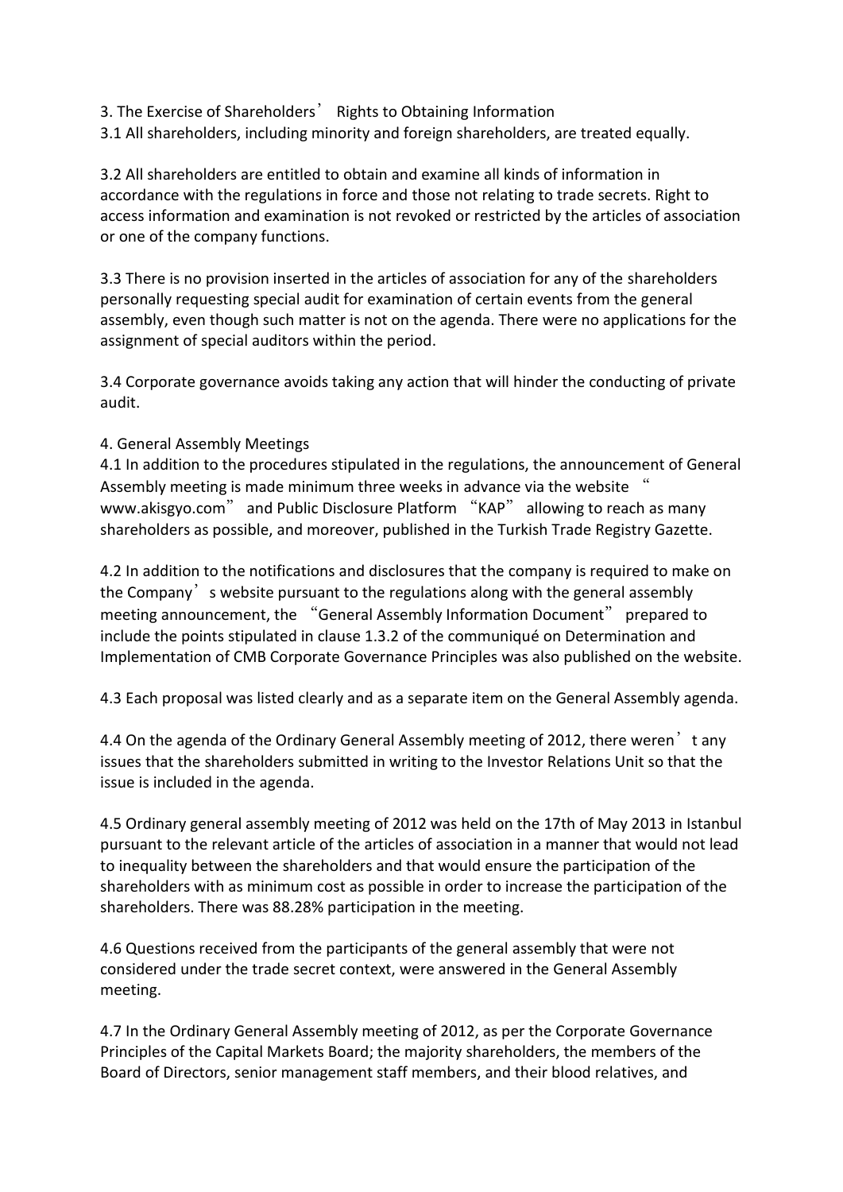## 3. The Exercise of Shareholders' Rights to Obtaining Information

3.1 All shareholders, including minority and foreign shareholders, are treated equally.

3.2 All shareholders are entitled to obtain and examine all kinds of information in accordance with the regulations in force and those not relating to trade secrets. Right to access information and examination is not revoked or restricted by the articles of association or one of the company functions.

3.3 There is no provision inserted in the articles of association for any of the shareholders personally requesting special audit for examination of certain events from the general assembly, even though such matter is not on the agenda. There were no applications for the assignment of special auditors within the period.

3.4 Corporate governance avoids taking any action that will hinder the conducting of private audit.

## 4. General Assembly Meetings

4.1 In addition to the procedures stipulated in the regulations, the announcement of General Assembly meeting is made minimum three weeks in advance via the website "www.akisgyo.com" and Public Disclosure Platform "KAP" allowing to reach as many shareholders as possible, and moreover, published in the Turkish Trade Registry Gazette.

4.2 In addition to the notifications and disclosures that the company is required to make on the Company's website pursuant to the regulations along with the general assembly meeting announcement, the "General Assembly Information Document" prepared to include the points stipulated in clause 1.3.2 of the communiqué on Determination and Implementation of CMB Corporate Governance Principles was also published on the website.

4.3 Each proposal was listed clearly and as a separate item on the General Assembly agenda.

4.4 On the agenda of the Ordinary General Assembly meeting of 2012, there weren't any issues that the shareholders submitted in writing to the Investor Relations Unit so that the issue is included in the agenda.

4.5 Ordinary general assembly meeting of 2012 was held on the 17th of May 2013 in Istanbul pursuant to the relevant article of the articles of association in a manner that would not lead to inequality between the shareholders and that would ensure the participation of the shareholders with as minimum cost as possible in order to increase the participation of the shareholders. There was 88.28% participation in the meeting.

4.6 Questions received from the participants of the general assembly that were not considered under the trade secret context, were answered in the General Assembly meeting.

4.7 In the Ordinary General Assembly meeting of 2012, as per the Corporate Governance Principles of the Capital Markets Board; the majority shareholders, the members of the Board of Directors, senior management staff members, and their blood relatives, and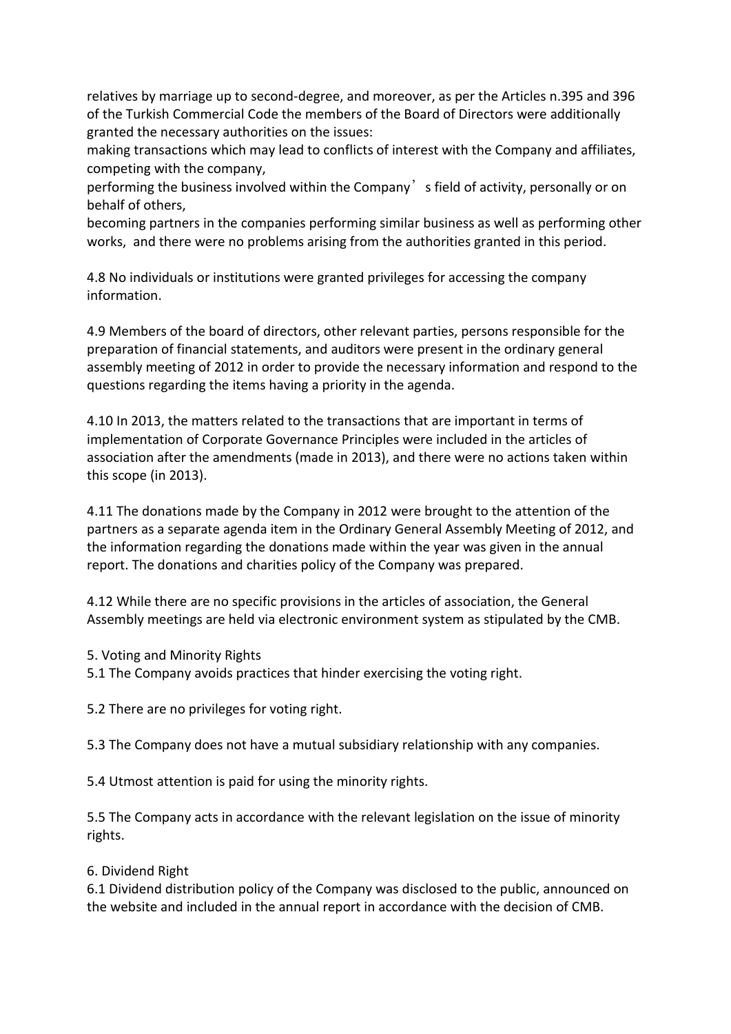relatives by marriage up to second-degree, and moreover, as per the Articles n.395 and 396 of the Turkish Commercial Code the members of the Board of Directors were additionally granted the necessary authorities on the issues:

making transactions which may lead to conflicts of interest with the Company and affiliates, competing with the company,

performing the business involved within the Company's field of activity, personally or on behalf of others,

becoming partners in the companies performing similar business as well as performing other works, and there were no problems arising from the authorities granted in this period.

4.8 No individuals or institutions were granted privileges for accessing the company information.

4.9 Members of the board of directors, other relevant parties, persons responsible for the preparation of financial statements, and auditors were present in the ordinary general assembly meeting of 2012 in order to provide the necessary information and respond to the questions regarding the items having a priority in the agenda.

4.10 In 2013, the matters related to the transactions that are important in terms of implementation of Corporate Governance Principles were included in the articles of association after the amendments (made in 2013), and there were no actions taken within this scope (in 2013).

4.11 The donations made by the Company in 2012 were brought to the attention of the partners as a separate agenda item in the Ordinary General Assembly Meeting of 2012, and the information regarding the donations made within the year was given in the annual report. The donations and charities policy of the Company was prepared.

4.12 While there are no specific provisions in the articles of association, the General Assembly meetings are held via electronic environment system as stipulated by the CMB.

5. Voting and Minority Rights

5.1 The Company avoids practices that hinder exercising the voting right.

5.2 There are no privileges for voting right.

5.3 The Company does not have a mutual subsidiary relationship with any companies.

5.4 Utmost attention is paid for using the minority rights.

5.5 The Company acts in accordance with the relevant legislation on the issue of minority rights.

6. Dividend Right

6.1 Dividend distribution policy of the Company was disclosed to the public, announced on the website and included in the annual report in accordance with the decision of CMB.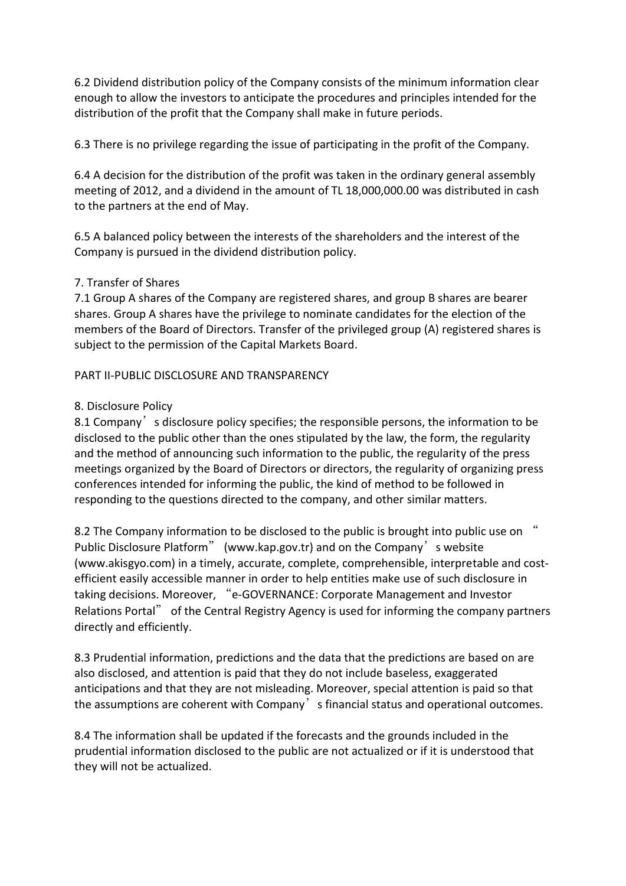6.2 Dividend distribution policy of the Company consists of the minimum information clear enough to allow the investors to anticipate the procedures and principles intended for the distribution of the profit that the Company shall make in future periods.

6.3 There is no privilege regarding the issue of participating in the profit of the Company.

6.4 A decision for the distribution of the profit was taken in the ordinary general assembly meeting of 2012, and a dividend in the amount of TL 18,000,000.00 was distributed in cash to the partners at the end of May.

6.5 A balanced policy between the interests of the shareholders and the interest of the Company is pursued in the dividend distribution policy.

## 7. Transfer of Shares

7.1 Group A shares of the Company are registered shares, and group B shares are bearer shares. Group A shares have the privilege to nominate candidates for the election of the members of the Board of Directors. Transfer of the privileged group (A) registered shares is subject to the permission of the Capital Markets Board.

# PART II-PUBLIC DISCLOSURE AND TRANSPARENCY

## 8. Disclosure Policy

8.1 Company's disclosure policy specifies; the responsible persons, the information to be disclosed to the public other than the ones stipulated by the law, the form, the regularity and the method of announcing such information to the public, the regularity of the press meetings organized by the Board of Directors or directors, the regularity of organizing press conferences intended for informing the public, the kind of method to be followed in responding to the questions directed to the company, and other similar matters.

8.2 The Company information to be disclosed to the public is brought into public use on "Public Disclosure Platform" (www.kap.gov.tr) and on the Company's website (www.akisgyo.com) in a timely, accurate, complete, comprehensible, interpretable and cost-efficient easily accessible manner in order to help entities make use of such disclosure in taking decisions. Moreover, "e-GOVERNANCE: Corporate Management and Investor Relations Portal" of the Central Registry Agency is used for informing the company partners directly and efficiently.

8.3 Prudential information, predictions and the data that the predictions are based on are also disclosed, and attention is paid that they do not include baseless, exaggerated anticipations and that they are not misleading. Moreover, special attention is paid so that the assumptions are coherent with Company's financial status and operational outcomes.

8.4 The information shall be updated if the forecasts and the grounds included in the prudential information disclosed to the public are not actualized or if it is understood that they will not be actualized.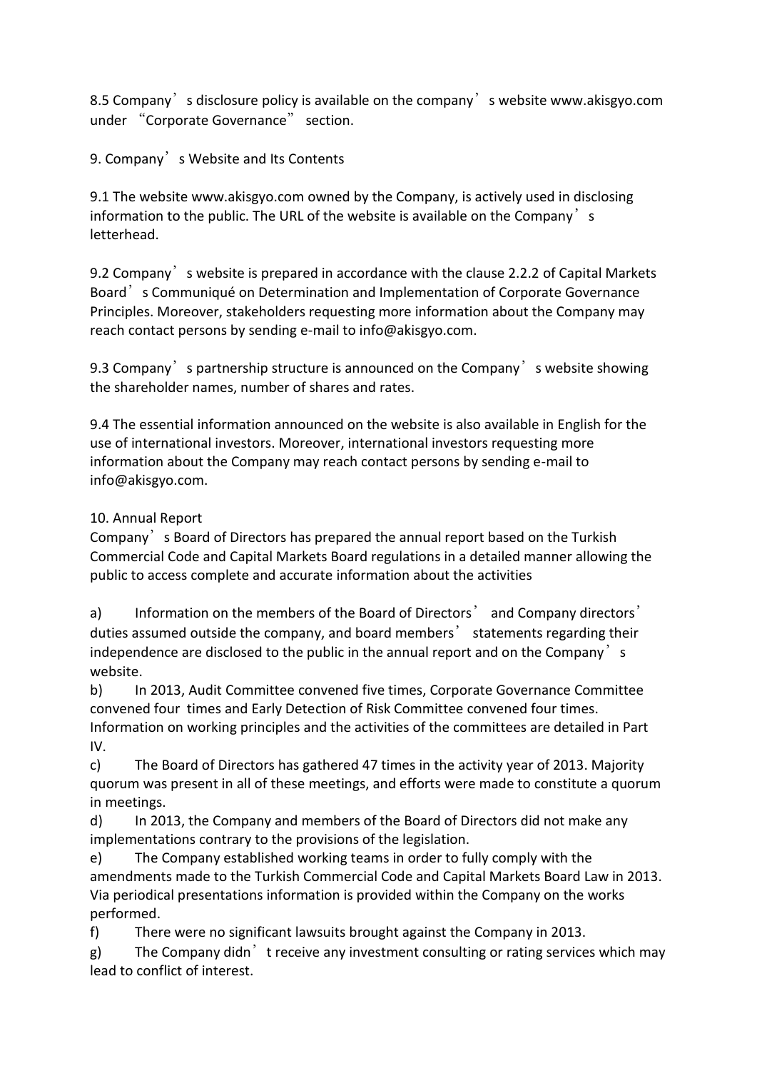8.5 Company's disclosure policy is available on the company's website www.akisgyo.com under "Corporate Governance" section.

9. Company's Website and Its Contents

9.1 The website www.akisgyo.com owned by the Company, is actively used in disclosing information to the public. The URL of the website is available on the Company's letterhead.

9.2 Company's website is prepared in accordance with the clause 2.2.2 of Capital Markets Board's Communiqué on Determination and Implementation of Corporate Governance Principles. Moreover, stakeholders requesting more information about the Company may reach contact persons by sending e-mail to info@akisgyo.com.

9.3 Company's partnership structure is announced on the Company's website showing the shareholder names, number of shares and rates.

9.4 The essential information announced on the website is also available in English for the use of international investors. Moreover, international investors requesting more information about the Company may reach contact persons by sending e-mail to info@akisgyo.com.

10. Annual Report

Company's Board of Directors has prepared the annual report based on the Turkish Commercial Code and Capital Markets Board regulations in a detailed manner allowing the public to access complete and accurate information about the activities

a) Information on the members of the Board of Directors' and Company directors' duties assumed outside the company, and board members' statements regarding their independence are disclosed to the public in the annual report and on the Company's website.

b) In 2013, Audit Committee convened five times, Corporate Governance Committee convened four times and Early Detection of Risk Committee convened four times. Information on working principles and the activities of the committees are detailed in Part IV.

c) The Board of Directors has gathered 47 times in the activity year of 2013. Majority quorum was present in all of these meetings, and efforts were made to constitute a quorum in meetings.

d) In 2013, the Company and members of the Board of Directors did not make any implementations contrary to the provisions of the legislation.

e) The Company established working teams in order to fully comply with the amendments made to the Turkish Commercial Code and Capital Markets Board Law in 2013. Via periodical presentations information is provided within the Company on the works performed.

f) There were no significant lawsuits brought against the Company in 2013.

g) The Company didn't receive any investment consulting or rating services which may lead to conflict of interest.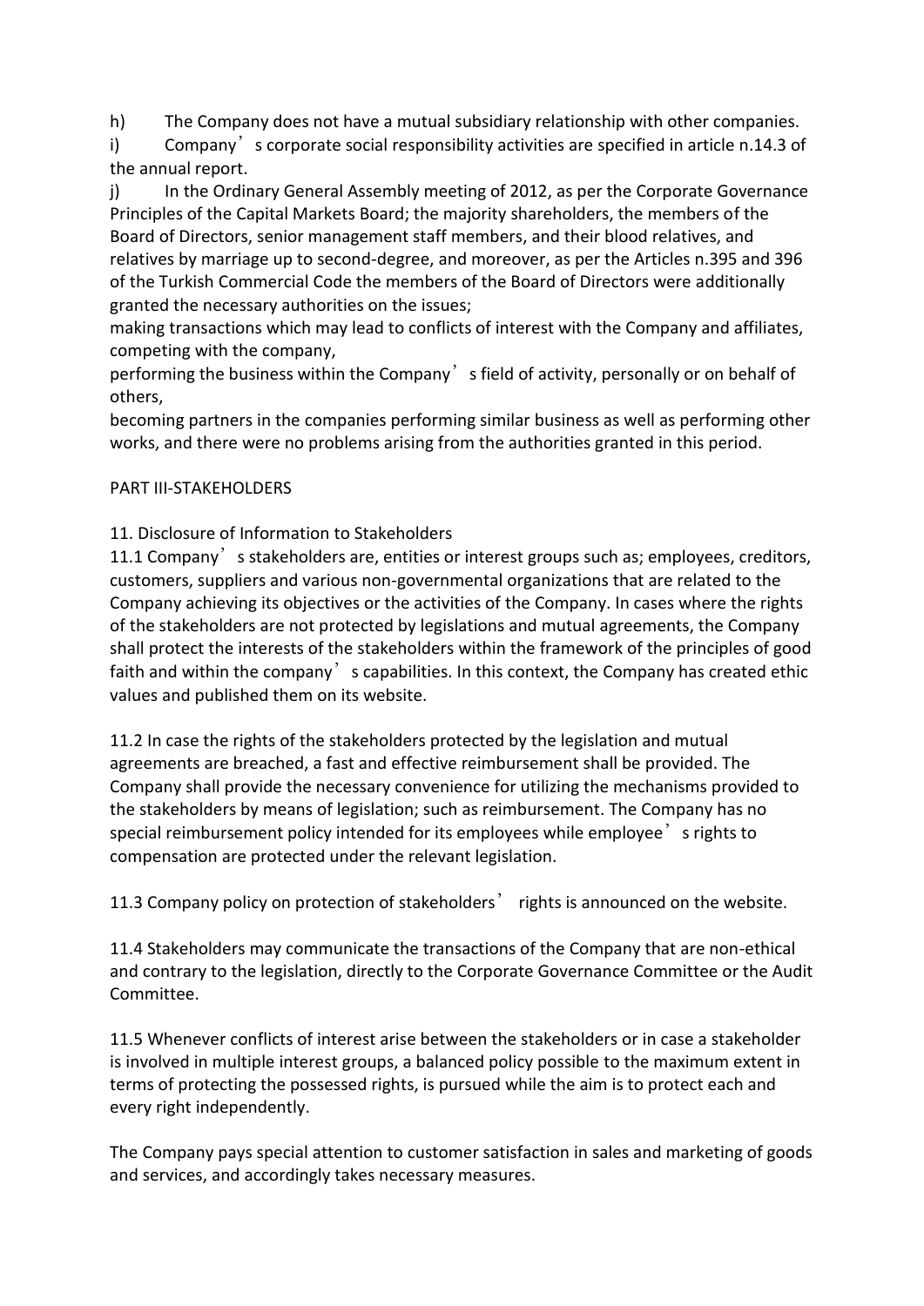h) The Company does not have a mutual subsidiary relationship with other companies.

i) Company's corporate social responsibility activities are specified in article n.14.3 of the annual report.

j) In the Ordinary General Assembly meeting of 2012, as per the Corporate Governance Principles of the Capital Markets Board; the majority shareholders, the members of the Board of Directors, senior management staff members, and their blood relatives, and relatives by marriage up to second-degree, and moreover, as per the Articles n.395 and 396 of the Turkish Commercial Code the members of the Board of Directors were additionally granted the necessary authorities on the issues;

making transactions which may lead to conflicts of interest with the Company and affiliates, competing with the company,

performing the business within the Company's field of activity, personally or on behalf of others,

becoming partners in the companies performing similar business as well as performing other works, and there were no problems arising from the authorities granted in this period.

## PART III-STAKEHOLDERS

### 11. Disclosure of Information to Stakeholders

11.1 Company's stakeholders are, entities or interest groups such as; employees, creditors, customers, suppliers and various non-governmental organizations that are related to the Company achieving its objectives or the activities of the Company. In cases where the rights of the stakeholders are not protected by legislations and mutual agreements, the Company shall protect the interests of the stakeholders within the framework of the principles of good faith and within the company's capabilities. In this context, the Company has created ethic values and published them on its website.

11.2 In case the rights of the stakeholders protected by the legislation and mutual agreements are breached, a fast and effective reimbursement shall be provided. The Company shall provide the necessary convenience for utilizing the mechanisms provided to the stakeholders by means of legislation; such as reimbursement. The Company has no special reimbursement policy intended for its employees while employee's rights to compensation are protected under the relevant legislation.

11.3 Company policy on protection of stakeholders' rights is announced on the website.

11.4 Stakeholders may communicate the transactions of the Company that are non-ethical and contrary to the legislation, directly to the Corporate Governance Committee or the Audit Committee.

11.5 Whenever conflicts of interest arise between the stakeholders or in case a stakeholder is involved in multiple interest groups, a balanced policy possible to the maximum extent in terms of protecting the possessed rights, is pursued while the aim is to protect each and every right independently.

The Company pays special attention to customer satisfaction in sales and marketing of goods and services, and accordingly takes necessary measures.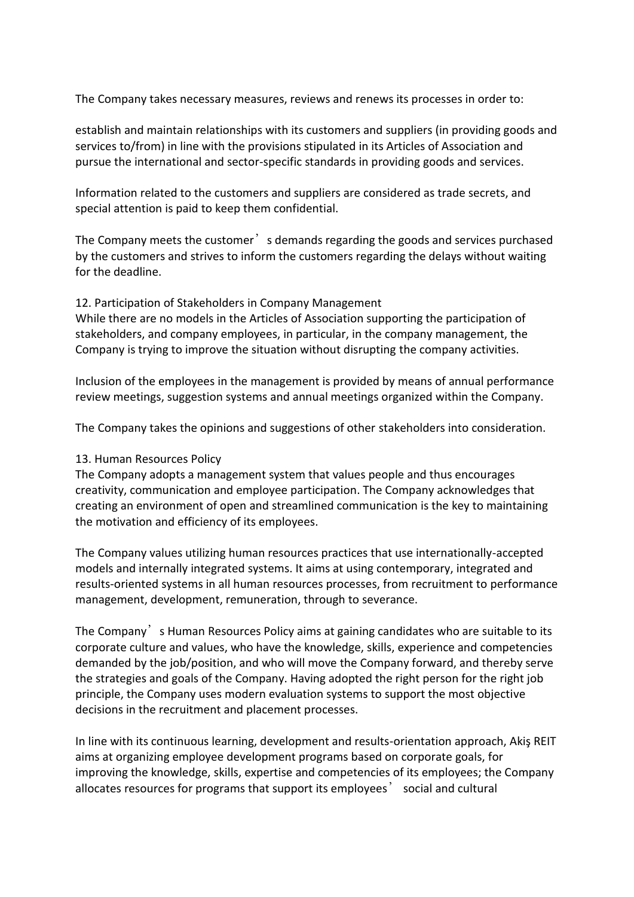The Company takes necessary measures, reviews and renews its processes in order to:

establish and maintain relationships with its customers and suppliers (in providing goods and services to/from) in line with the provisions stipulated in its Articles of Association and pursue the international and sector-specific standards in providing goods and services.

Information related to the customers and suppliers are considered as trade secrets, and special attention is paid to keep them confidential.

The Company meets the customer's demands regarding the goods and services purchased by the customers and strives to inform the customers regarding the delays without waiting for the deadline.

## 12. Participation of Stakeholders in Company Management

While there are no models in the Articles of Association supporting the participation of stakeholders, and company employees, in particular, in the company management, the Company is trying to improve the situation without disrupting the company activities.

Inclusion of the employees in the management is provided by means of annual performance review meetings, suggestion systems and annual meetings organized within the Company.

The Company takes the opinions and suggestions of other stakeholders into consideration.

## 13. Human Resources Policy

The Company adopts a management system that values people and thus encourages creativity, communication and employee participation. The Company acknowledges that creating an environment of open and streamlined communication is the key to maintaining the motivation and efficiency of its employees.

The Company values utilizing human resources practices that use internationally-accepted models and internally integrated systems. It aims at using contemporary, integrated and results-oriented systems in all human resources processes, from recruitment to performance management, development, remuneration, through to severance.

The Company's Human Resources Policy aims at gaining candidates who are suitable to its corporate culture and values, who have the knowledge, skills, experience and competencies demanded by the job/position, and who will move the Company forward, and thereby serve the strategies and goals of the Company. Having adopted the right person for the right job principle, the Company uses modern evaluation systems to support the most objective decisions in the recruitment and placement processes.

In line with its continuous learning, development and results-orientation approach, Akiş REIT aims at organizing employee development programs based on corporate goals, for improving the knowledge, skills, expertise and competencies of its employees; the Company allocates resources for programs that support its employees' social and cultural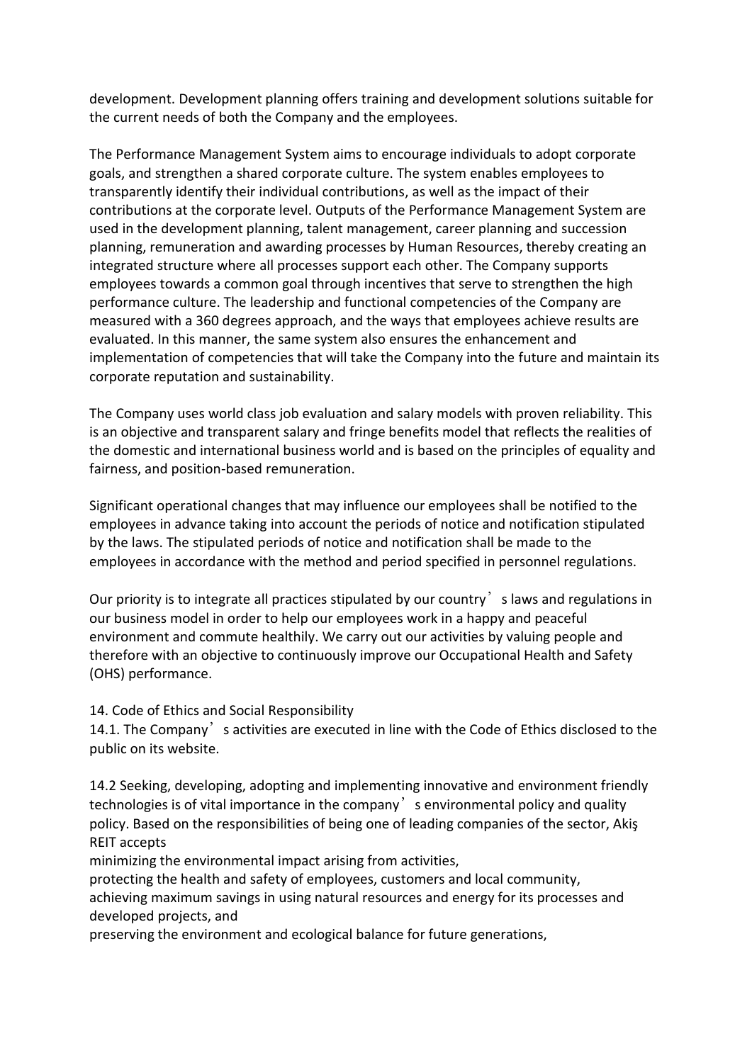development. Development planning offers training and development solutions suitable for the current needs of both the Company and the employees.

The Performance Management System aims to encourage individuals to adopt corporate goals, and strengthen a shared corporate culture. The system enables employees to transparently identify their individual contributions, as well as the impact of their contributions at the corporate level. Outputs of the Performance Management System are used in the development planning, talent management, career planning and succession planning, remuneration and awarding processes by Human Resources, thereby creating an integrated structure where all processes support each other. The Company supports employees towards a common goal through incentives that serve to strengthen the high performance culture. The leadership and functional competencies of the Company are measured with a 360 degrees approach, and the ways that employees achieve results are evaluated. In this manner, the same system also ensures the enhancement and implementation of competencies that will take the Company into the future and maintain its corporate reputation and sustainability.

The Company uses world class job evaluation and salary models with proven reliability. This is an objective and transparent salary and fringe benefits model that reflects the realities of the domestic and international business world and is based on the principles of equality and fairness, and position-based remuneration.

Significant operational changes that may influence our employees shall be notified to the employees in advance taking into account the periods of notice and notification stipulated by the laws. The stipulated periods of notice and notification shall be made to the employees in accordance with the method and period specified in personnel regulations.

Our priority is to integrate all practices stipulated by our country's laws and regulations in our business model in order to help our employees work in a happy and peaceful environment and commute healthily. We carry out our activities by valuing people and therefore with an objective to continuously improve our Occupational Health and Safety (OHS) performance.

14. Code of Ethics and Social Responsibility

14.1. The Company's activities are executed in line with the Code of Ethics disclosed to the public on its website.

14.2 Seeking, developing, adopting and implementing innovative and environment friendly technologies is of vital importance in the company's environmental policy and quality policy. Based on the responsibilities of being one of leading companies of the sector, Akiş REIT accepts

minimizing the environmental impact arising from activities,

protecting the health and safety of employees, customers and local community,

achieving maximum savings in using natural resources and energy for its processes and developed projects, and

preserving the environment and ecological balance for future generations,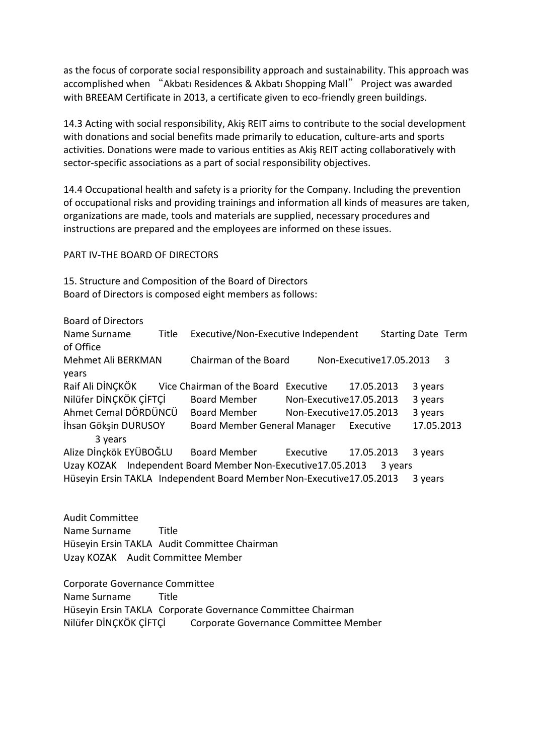as the focus of corporate social responsibility approach and sustainability. This approach was accomplished when "Akbatı Residences & Akbatı Shopping Mall" Project was awarded with BREEAM Certificate in 2013, a certificate given to eco-friendly green buildings.

14.3 Acting with social responsibility, Akiş REIT aims to contribute to the social development with donations and social benefits made primarily to education, culture-arts and sports activities. Donations were made to various entities as Akiş REIT acting collaboratively with sector-specific associations as a part of social responsibility objectives.

14.4 Occupational health and safety is a priority for the Company. Including the prevention of occupational risks and providing trainings and information all kinds of measures are taken, organizations are made, tools and materials are supplied, necessary procedures and instructions are prepared and the employees are informed on these issues.

## PART IV-THE BOARD OF DIRECTORS

### 15. Structure and Composition of the Board of Directors

Board of Directors is composed eight members as follows:

**Board of Directors**

| Name Surname | Title | Executive/Non-Executive Independent | Starting Date | Term of Office |
|---|---|---|---|---|
| Mehmet Ali BERKMAN | Chairman of the Board | Non-Executive | 17.05.2013 | 3 years |
| Raif Ali DİNÇKÖK | Vice Chairman of the Board | Executive | 17.05.2013 | 3 years |
| Nilüfer DİNÇKÖK ÇİFTÇİ | Board Member | Non-Executive | 17.05.2013 | 3 years |
| Ahmet Cemal DÖRDÜNCÜ | Board Member | Non-Executive | 17.05.2013 | 3 years |
| İhsan Gökşin DURUSOY | Board Member General Manager | Executive | 17.05.2013 | 3 years |
| Alize Dİnçkök EYÜBOĞLU | Board Member | Executive | 17.05.2013 | 3 years |
| Uzay KOZAK | Independent Board Member | Non-Executive | 17.05.2013 | 3 years |
| Hüseyin Ersin TAKLA | Independent Board Member | Non-Executive | 17.05.2013 | 3 years |

**Audit Committee**

| Name Surname | Title |
|---|---|
| Hüseyin Ersin TAKLA | Audit Committee Chairman |
| Uzay KOZAK | Audit Committee Member |

**Corporate Governance Committee**

| Name Surname | Title |
|---|---|
| Hüseyin Ersin TAKLA | Corporate Governance Committee Chairman |
| Nilüfer DİNÇKÖK ÇİFTÇİ | Corporate Governance Committee Member |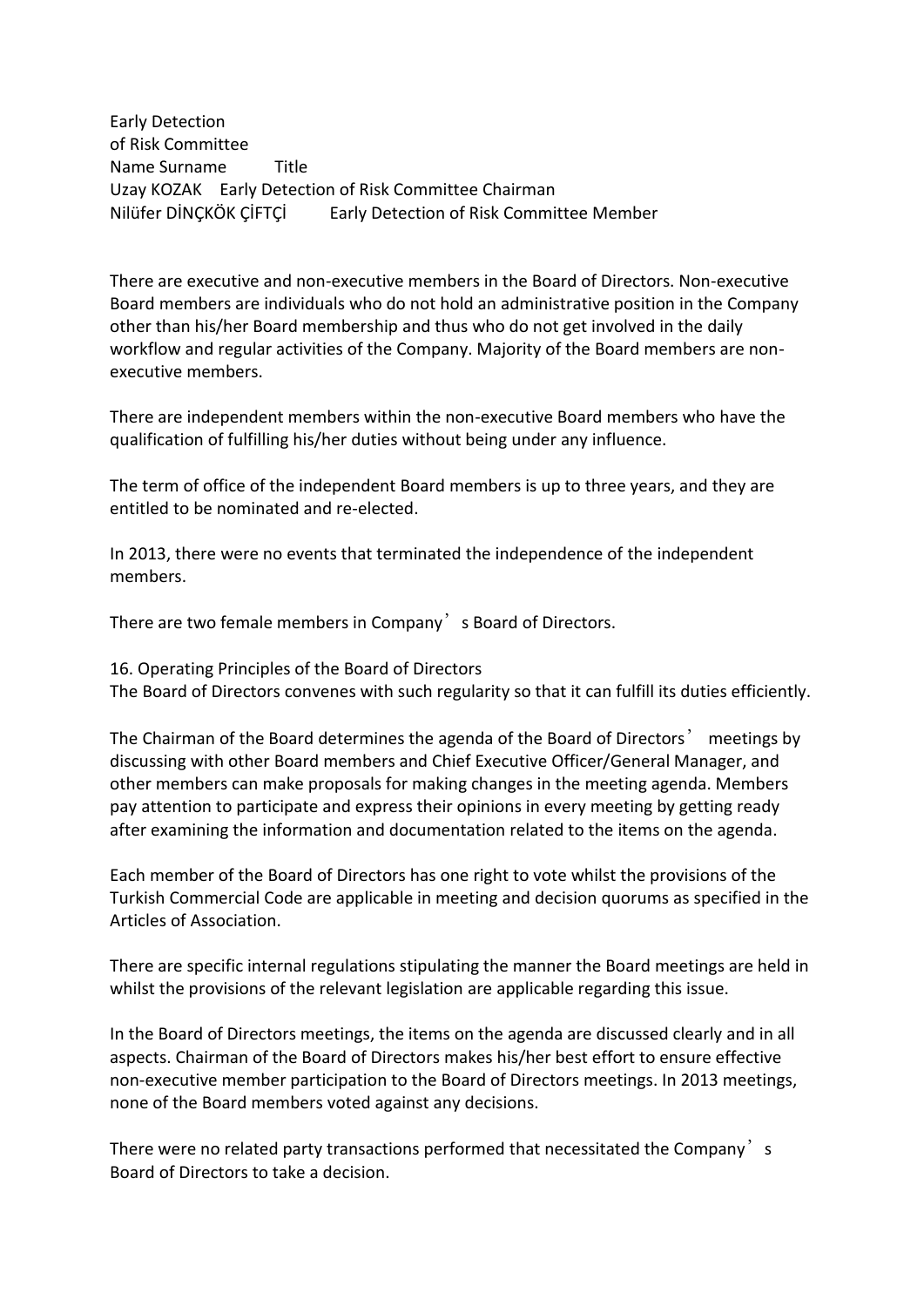Early Detection of Risk Committee

| Name Surname | Title |
| --- | --- |
| Uzay KOZAK | Early Detection of Risk Committee Chairman |
| Nilüfer DİNÇKÖK ÇİFTÇİ | Early Detection of Risk Committee Member |

There are executive and non-executive members in the Board of Directors. Non-executive Board members are individuals who do not hold an administrative position in the Company other than his/her Board membership and thus who do not get involved in the daily workflow and regular activities of the Company. Majority of the Board members are non-executive members.

There are independent members within the non-executive Board members who have the qualification of fulfilling his/her duties without being under any influence.

The term of office of the independent Board members is up to three years, and they are entitled to be nominated and re-elected.

In 2013, there were no events that terminated the independence of the independent members.

There are two female members in Company's Board of Directors.

## 16. Operating Principles of the Board of Directors

The Board of Directors convenes with such regularity so that it can fulfill its duties efficiently.

The Chairman of the Board determines the agenda of the Board of Directors' meetings by discussing with other Board members and Chief Executive Officer/General Manager, and other members can make proposals for making changes in the meeting agenda. Members pay attention to participate and express their opinions in every meeting by getting ready after examining the information and documentation related to the items on the agenda.

Each member of the Board of Directors has one right to vote whilst the provisions of the Turkish Commercial Code are applicable in meeting and decision quorums as specified in the Articles of Association.

There are specific internal regulations stipulating the manner the Board meetings are held in whilst the provisions of the relevant legislation are applicable regarding this issue.

In the Board of Directors meetings, the items on the agenda are discussed clearly and in all aspects. Chairman of the Board of Directors makes his/her best effort to ensure effective non-executive member participation to the Board of Directors meetings. In 2013 meetings, none of the Board members voted against any decisions.

There were no related party transactions performed that necessitated the Company's Board of Directors to take a decision.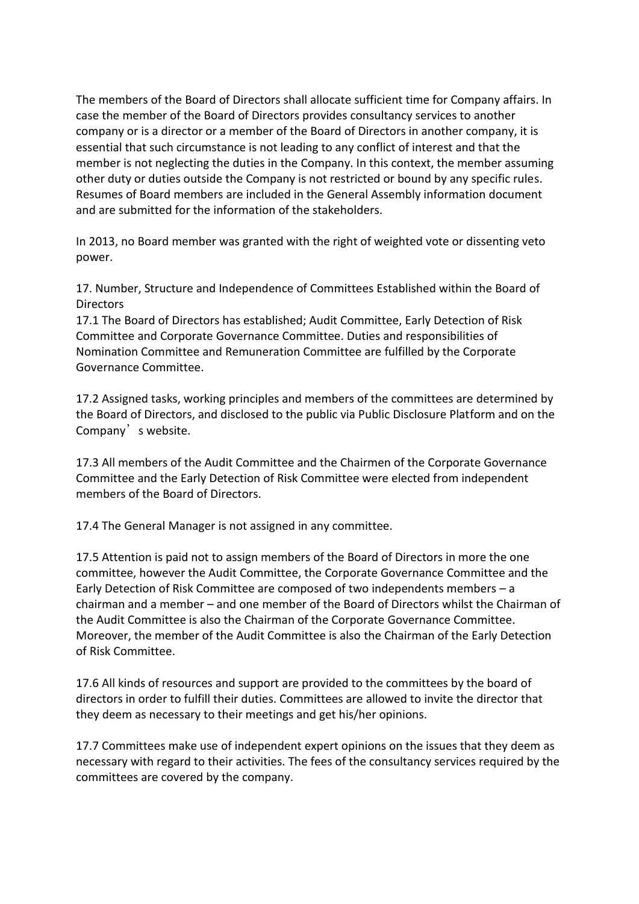The members of the Board of Directors shall allocate sufficient time for Company affairs. In case the member of the Board of Directors provides consultancy services to another company or is a director or a member of the Board of Directors in another company, it is essential that such circumstance is not leading to any conflict of interest and that the member is not neglecting the duties in the Company. In this context, the member assuming other duty or duties outside the Company is not restricted or bound by any specific rules. Resumes of Board members are included in the General Assembly information document and are submitted for the information of the stakeholders.

In 2013, no Board member was granted with the right of weighted vote or dissenting veto power.

17. Number, Structure and Independence of Committees Established within the Board of Directors

17.1 The Board of Directors has established; Audit Committee, Early Detection of Risk Committee and Corporate Governance Committee. Duties and responsibilities of Nomination Committee and Remuneration Committee are fulfilled by the Corporate Governance Committee.

17.2 Assigned tasks, working principles and members of the committees are determined by the Board of Directors, and disclosed to the public via Public Disclosure Platform and on the Company' s website.

17.3 All members of the Audit Committee and the Chairmen of the Corporate Governance Committee and the Early Detection of Risk Committee were elected from independent members of the Board of Directors.

17.4 The General Manager is not assigned in any committee.

17.5 Attention is paid not to assign members of the Board of Directors in more the one committee, however the Audit Committee, the Corporate Governance Committee and the Early Detection of Risk Committee are composed of two independents members – a chairman and a member – and one member of the Board of Directors whilst the Chairman of the Audit Committee is also the Chairman of the Corporate Governance Committee. Moreover, the member of the Audit Committee is also the Chairman of the Early Detection of Risk Committee.

17.6 All kinds of resources and support are provided to the committees by the board of directors in order to fulfill their duties. Committees are allowed to invite the director that they deem as necessary to their meetings and get his/her opinions.

17.7 Committees make use of independent expert opinions on the issues that they deem as necessary with regard to their activities. The fees of the consultancy services required by the committees are covered by the company.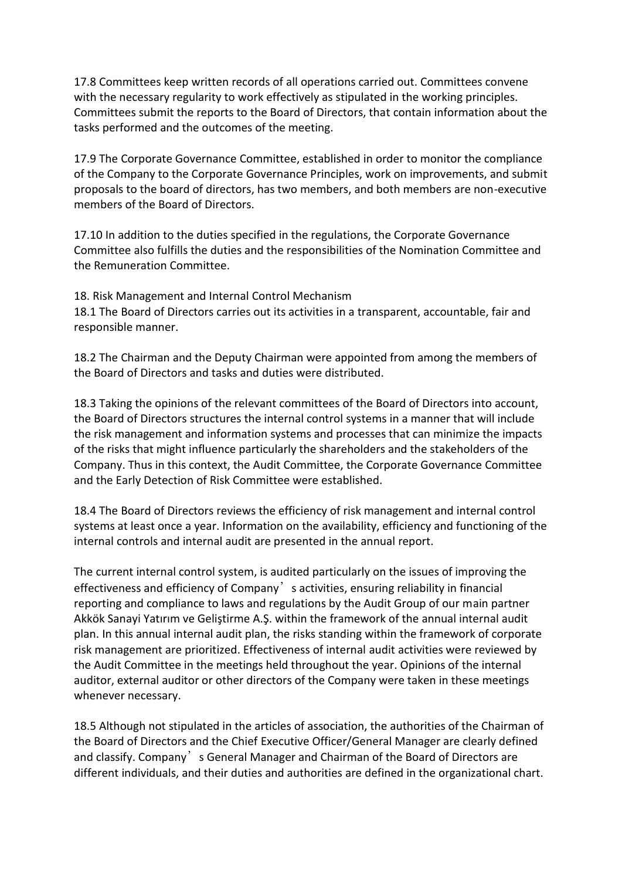17.8 Committees keep written records of all operations carried out. Committees convene with the necessary regularity to work effectively as stipulated in the working principles. Committees submit the reports to the Board of Directors, that contain information about the tasks performed and the outcomes of the meeting.

17.9 The Corporate Governance Committee, established in order to monitor the compliance of the Company to the Corporate Governance Principles, work on improvements, and submit proposals to the board of directors, has two members, and both members are non-executive members of the Board of Directors.

17.10 In addition to the duties specified in the regulations, the Corporate Governance Committee also fulfills the duties and the responsibilities of the Nomination Committee and the Remuneration Committee.

## 18. Risk Management and Internal Control Mechanism

18.1 The Board of Directors carries out its activities in a transparent, accountable, fair and responsible manner.

18.2 The Chairman and the Deputy Chairman were appointed from among the members of the Board of Directors and tasks and duties were distributed.

18.3 Taking the opinions of the relevant committees of the Board of Directors into account, the Board of Directors structures the internal control systems in a manner that will include the risk management and information systems and processes that can minimize the impacts of the risks that might influence particularly the shareholders and the stakeholders of the Company. Thus in this context, the Audit Committee, the Corporate Governance Committee and the Early Detection of Risk Committee were established.

18.4 The Board of Directors reviews the efficiency of risk management and internal control systems at least once a year. Information on the availability, efficiency and functioning of the internal controls and internal audit are presented in the annual report.

The current internal control system, is audited particularly on the issues of improving the effectiveness and efficiency of Company's activities, ensuring reliability in financial reporting and compliance to laws and regulations by the Audit Group of our main partner Akkök Sanayi Yatırım ve Geliştirme A.Ş. within the framework of the annual internal audit plan. In this annual internal audit plan, the risks standing within the framework of corporate risk management are prioritized. Effectiveness of internal audit activities were reviewed by the Audit Committee in the meetings held throughout the year. Opinions of the internal auditor, external auditor or other directors of the Company were taken in these meetings whenever necessary.

18.5 Although not stipulated in the articles of association, the authorities of the Chairman of the Board of Directors and the Chief Executive Officer/General Manager are clearly defined and classify. Company's General Manager and Chairman of the Board of Directors are different individuals, and their duties and authorities are defined in the organizational chart.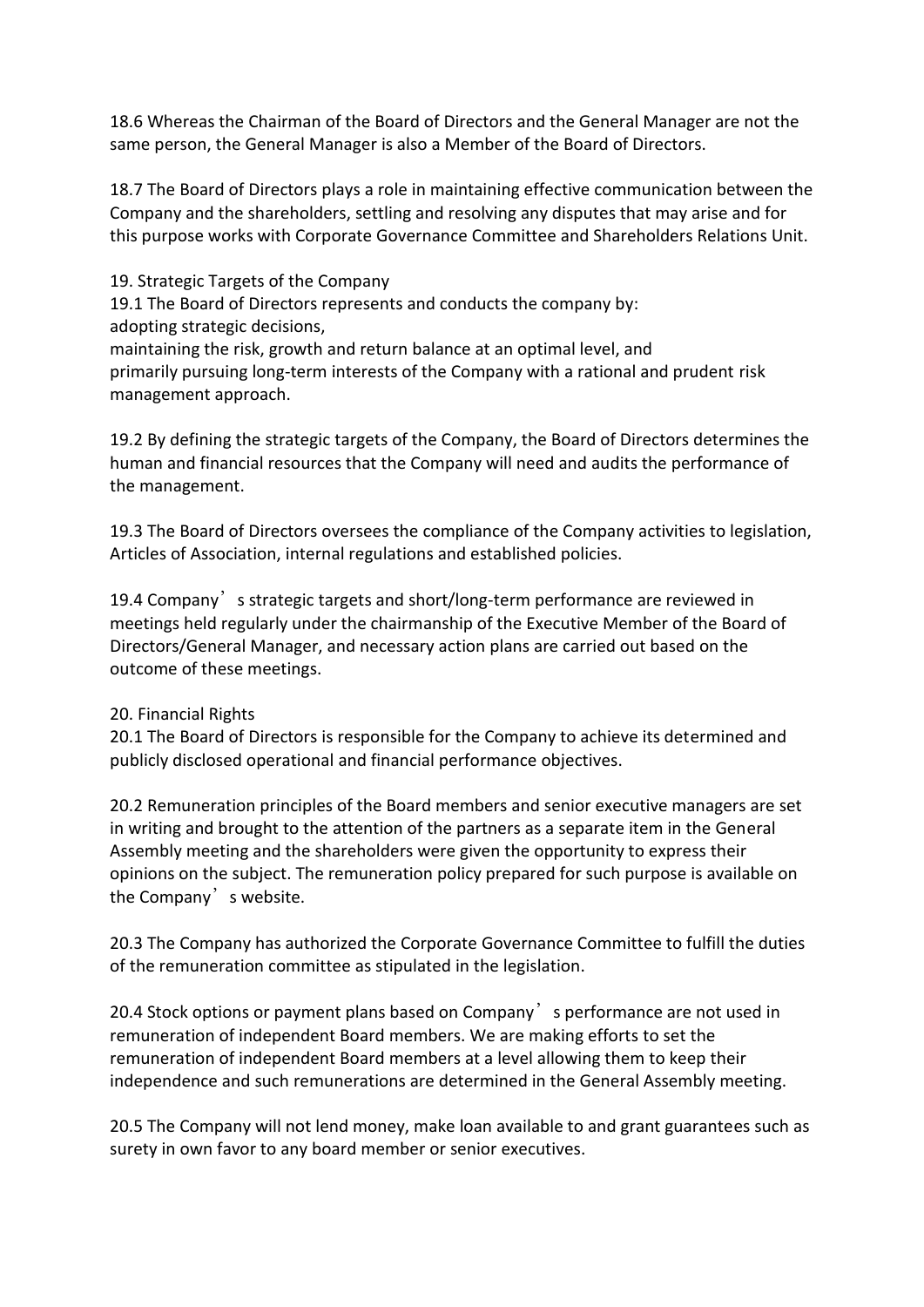18.6 Whereas the Chairman of the Board of Directors and the General Manager are not the same person, the General Manager is also a Member of the Board of Directors.

18.7 The Board of Directors plays a role in maintaining effective communication between the Company and the shareholders, settling and resolving any disputes that may arise and for this purpose works with Corporate Governance Committee and Shareholders Relations Unit.

## 19. Strategic Targets of the Company

19.1 The Board of Directors represents and conducts the company by:
adopting strategic decisions,
maintaining the risk, growth and return balance at an optimal level, and
primarily pursuing long-term interests of the Company with a rational and prudent risk management approach.

19.2 By defining the strategic targets of the Company, the Board of Directors determines the human and financial resources that the Company will need and audits the performance of the management.

19.3 The Board of Directors oversees the compliance of the Company activities to legislation, Articles of Association, internal regulations and established policies.

19.4 Company's strategic targets and short/long-term performance are reviewed in meetings held regularly under the chairmanship of the Executive Member of the Board of Directors/General Manager, and necessary action plans are carried out based on the outcome of these meetings.

## 20. Financial Rights

20.1 The Board of Directors is responsible for the Company to achieve its determined and publicly disclosed operational and financial performance objectives.

20.2 Remuneration principles of the Board members and senior executive managers are set in writing and brought to the attention of the partners as a separate item in the General Assembly meeting and the shareholders were given the opportunity to express their opinions on the subject. The remuneration policy prepared for such purpose is available on the Company's website.

20.3 The Company has authorized the Corporate Governance Committee to fulfill the duties of the remuneration committee as stipulated in the legislation.

20.4 Stock options or payment plans based on Company's performance are not used in remuneration of independent Board members. We are making efforts to set the remuneration of independent Board members at a level allowing them to keep their independence and such remunerations are determined in the General Assembly meeting.

20.5 The Company will not lend money, make loan available to and grant guarantees such as surety in own favor to any board member or senior executives.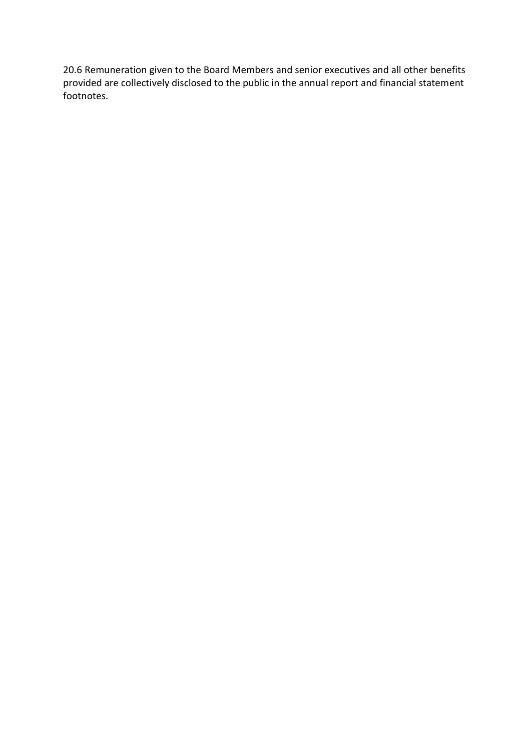20.6 Remuneration given to the Board Members and senior executives and all other benefits provided are collectively disclosed to the public in the annual report and financial statement footnotes.